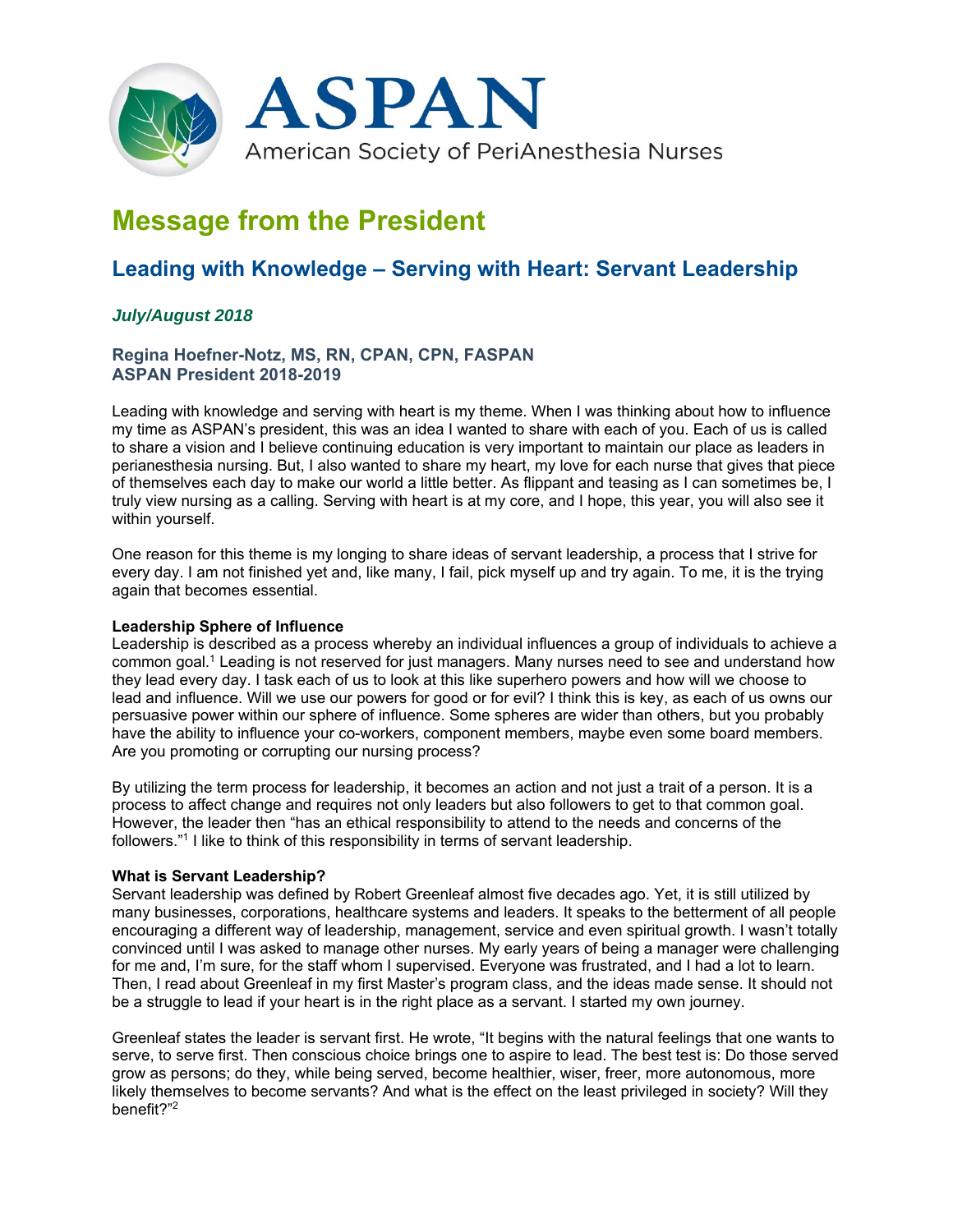ASPAN

American Society of PeriAnesthesia Nurses

# Message from the President

## Leading with Knowledge – Serving with Heart: Servant Leadership

***July/August 2018***

**Regina Hoefner-Notz, MS, RN, CPAN, CPN, FASPAN**
**ASPAN President 2018-2019**

Leading with knowledge and serving with heart is my theme. When I was thinking about how to influence my time as ASPAN's president, this was an idea I wanted to share with each of you. Each of us is called to share a vision and I believe continuing education is very important to maintain our place as leaders in perianesthesia nursing. But, I also wanted to share my heart, my love for each nurse that gives that piece of themselves each day to make our world a little better. As flippant and teasing as I can sometimes be, I truly view nursing as a calling. Serving with heart is at my core, and I hope, this year, you will also see it within yourself.

One reason for this theme is my longing to share ideas of servant leadership, a process that I strive for every day. I am not finished yet and, like many, I fail, pick myself up and try again. To me, it is the trying again that becomes essential.

**Leadership Sphere of Influence**

Leadership is described as a process whereby an individual influences a group of individuals to achieve a common goal.[1] Leading is not reserved for just managers. Many nurses need to see and understand how they lead every day. I task each of us to look at this like superhero powers and how will we choose to lead and influence. Will we use our powers for good or for evil? I think this is key, as each of us owns our persuasive power within our sphere of influence. Some spheres are wider than others, but you probably have the ability to influence your co-workers, component members, maybe even some board members. Are you promoting or corrupting our nursing process?

By utilizing the term process for leadership, it becomes an action and not just a trait of a person. It is a process to affect change and requires not only leaders but also followers to get to that common goal. However, the leader then "has an ethical responsibility to attend to the needs and concerns of the followers."[1] I like to think of this responsibility in terms of servant leadership.

**What is Servant Leadership?**

Servant leadership was defined by Robert Greenleaf almost five decades ago. Yet, it is still utilized by many businesses, corporations, healthcare systems and leaders. It speaks to the betterment of all people encouraging a different way of leadership, management, service and even spiritual growth. I wasn't totally convinced until I was asked to manage other nurses. My early years of being a manager were challenging for me and, I'm sure, for the staff whom I supervised. Everyone was frustrated, and I had a lot to learn. Then, I read about Greenleaf in my first Master's program class, and the ideas made sense. It should not be a struggle to lead if your heart is in the right place as a servant. I started my own journey.

Greenleaf states the leader is servant first. He wrote, "It begins with the natural feelings that one wants to serve, to serve first. Then conscious choice brings one to aspire to lead. The best test is: Do those served grow as persons; do they, while being served, become healthier, wiser, freer, more autonomous, more likely themselves to become servants? And what is the effect on the least privileged in society? Will they benefit?"[2]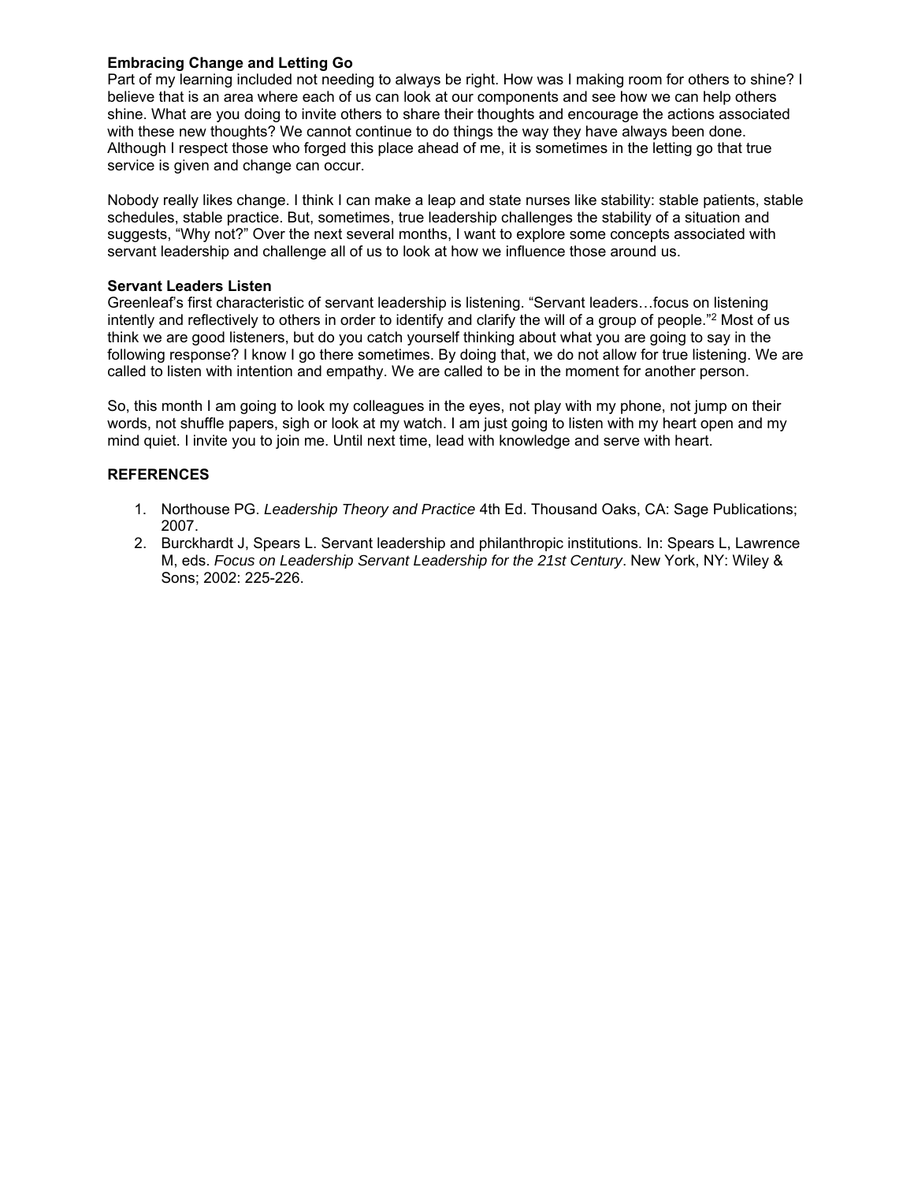**Embracing Change and Letting Go**

Part of my learning included not needing to always be right. How was I making room for others to shine? I believe that is an area where each of us can look at our components and see how we can help others shine. What are you doing to invite others to share their thoughts and encourage the actions associated with these new thoughts? We cannot continue to do things the way they have always been done. Although I respect those who forged this place ahead of me, it is sometimes in the letting go that true service is given and change can occur.

Nobody really likes change. I think I can make a leap and state nurses like stability: stable patients, stable schedules, stable practice. But, sometimes, true leadership challenges the stability of a situation and suggests, "Why not?" Over the next several months, I want to explore some concepts associated with servant leadership and challenge all of us to look at how we influence those around us.

**Servant Leaders Listen**

Greenleaf's first characteristic of servant leadership is listening. "Servant leaders…focus on listening intently and reflectively to others in order to identify and clarify the will of a group of people."[2] Most of us think we are good listeners, but do you catch yourself thinking about what you are going to say in the following response? I know I go there sometimes. By doing that, we do not allow for true listening. We are called to listen with intention and empathy. We are called to be in the moment for another person.

So, this month I am going to look my colleagues in the eyes, not play with my phone, not jump on their words, not shuffle papers, sigh or look at my watch. I am just going to listen with my heart open and my mind quiet. I invite you to join me. Until next time, lead with knowledge and serve with heart.

**REFERENCES**

1. Northouse PG. *Leadership Theory and Practice* 4th Ed. Thousand Oaks, CA: Sage Publications; 2007.
2. Burckhardt J, Spears L. Servant leadership and philanthropic institutions. In: Spears L, Lawrence M, eds. *Focus on Leadership Servant Leadership for the 21st Century*. New York, NY: Wiley & Sons; 2002: 225-226.